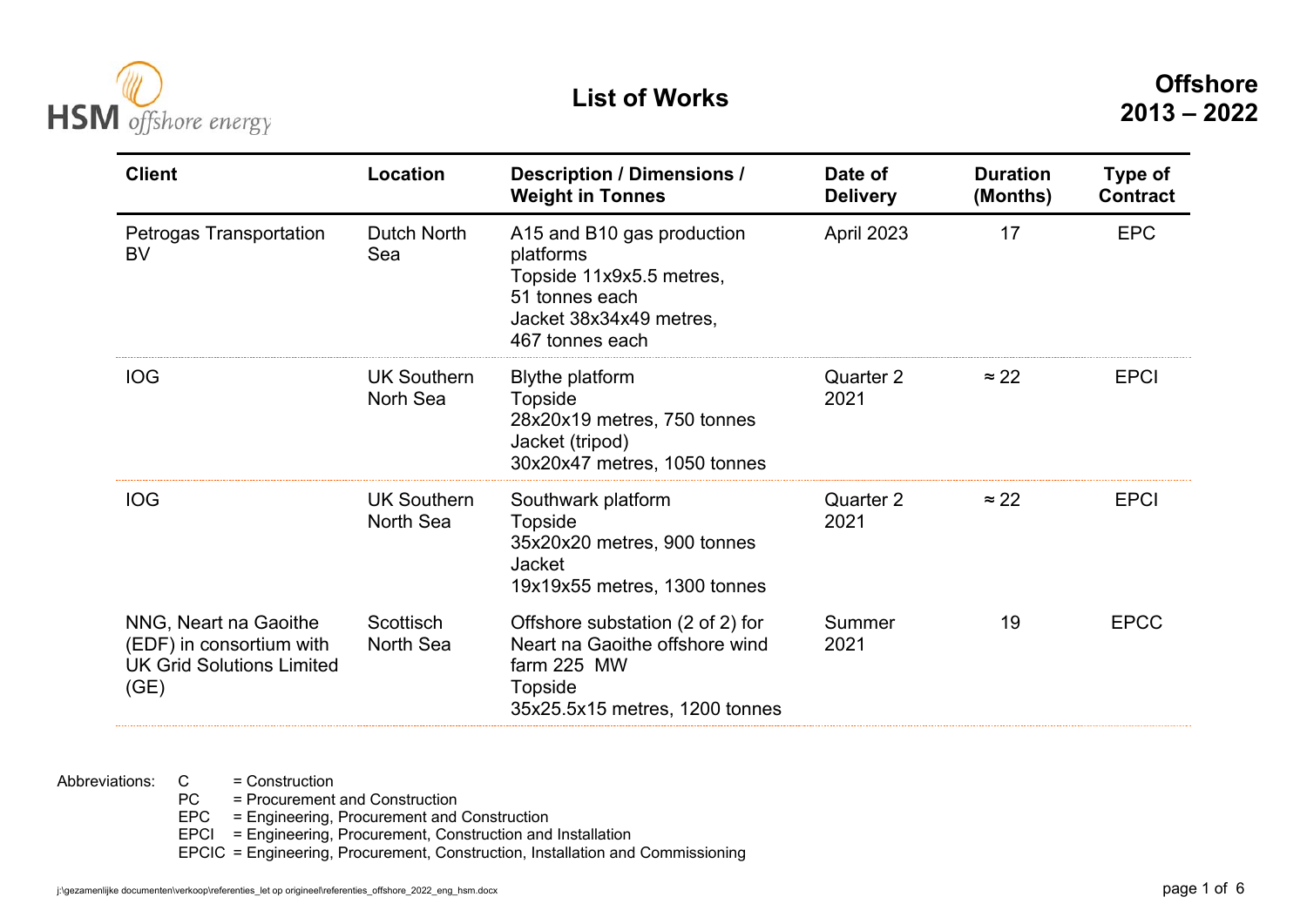# List of Works

**Offshore**
**2013 – 2022**

| Client | Location | Description / Dimensions / Weight in Tonnes | Date of Delivery | Duration (Months) | Type of Contract |
|---|---|---|---|---|---|
| Petrogas Transportation BV | Dutch North Sea | A15 and B10 gas production platforms<br>Topside 11x9x5.5 metres, 51 tonnes each<br>Jacket 38x34x49 metres, 467 tonnes each | April 2023 | 17 | EPC |
| IOG | UK Southern Norh Sea | Blythe platform<br>Topside<br>28x20x19 metres, 750 tonnes<br>Jacket (tripod)<br>30x20x47 metres, 1050 tonnes | Quarter 2 2021 | ≈ 22 | EPCI |
| IOG | UK Southern North Sea | Southwark platform<br>Topside<br>35x20x20 metres, 900 tonnes<br>Jacket<br>19x19x55 metres, 1300 tonnes | Quarter 2 2021 | ≈ 22 | EPCI |
| NNG, Neart na Gaoithe (EDF) in consortium with UK Grid Solutions Limited (GE) | Scottisch North Sea | Offshore substation (2 of 2) for Neart na Gaoithe offshore wind farm 225 MW<br>Topside<br>35x25.5x15 metres, 1200 tonnes | Summer 2021 | 19 | EPCC |

Abbreviations:
- C = Construction
- PC = Procurement and Construction
- EPC = Engineering, Procurement and Construction
- EPCI = Engineering, Procurement, Construction and Installation
- EPCIC = Engineering, Procurement, Construction, Installation and Commissioning

j:\gezamenlijke documenten\verkoop\referenties_let op origineel\referenties_offshore_2022_eng_hsm.docx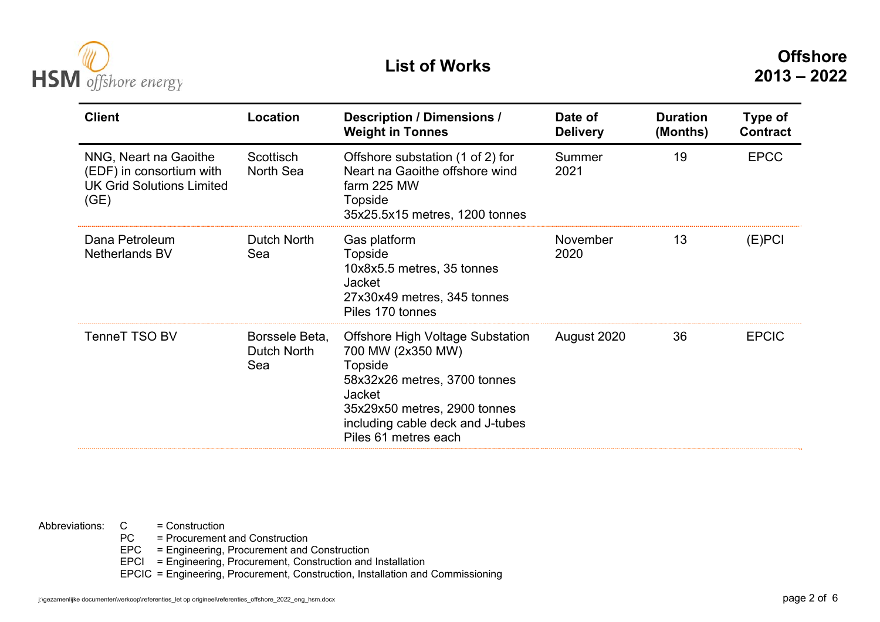# List of Works

**Offshore 2013 – 2022**

| Client | Location | Description / Dimensions / Weight in Tonnes | Date of Delivery | Duration (Months) | Type of Contract |
|---|---|---|---|---|---|
| NNG, Neart na Gaoithe (EDF) in consortium with UK Grid Solutions Limited (GE) | Scottisch North Sea | Offshore substation (1 of 2) for Neart na Gaoithe offshore wind farm 225 MW<br>Topside<br>35x25.5x15 metres, 1200 tonnes | Summer 2021 | 19 | EPCC |
| Dana Petroleum Netherlands BV | Dutch North Sea | Gas platform<br>Topside<br>10x8x5.5 metres, 35 tonnes<br>Jacket<br>27x30x49 metres, 345 tonnes<br>Piles 170 tonnes | November 2020 | 13 | (E)PCI |
| TenneT TSO BV | Borssele Beta, Dutch North Sea | Offshore High Voltage Substation 700 MW (2x350 MW)<br>Topside<br>58x32x26 metres, 3700 tonnes<br>Jacket<br>35x29x50 metres, 2900 tonnes including cable deck and J-tubes<br>Piles 61 metres each | August 2020 | 36 | EPCIC |

Abbreviations:
- C = Construction
- PC = Procurement and Construction
- EPC = Engineering, Procurement and Construction
- EPCI = Engineering, Procurement, Construction and Installation
- EPCIC = Engineering, Procurement, Construction, Installation and Commissioning

j:\gezamenlijke documenten\verkoop\referenties_let op origineel\referenties_offshore_2022_eng_hsm.docx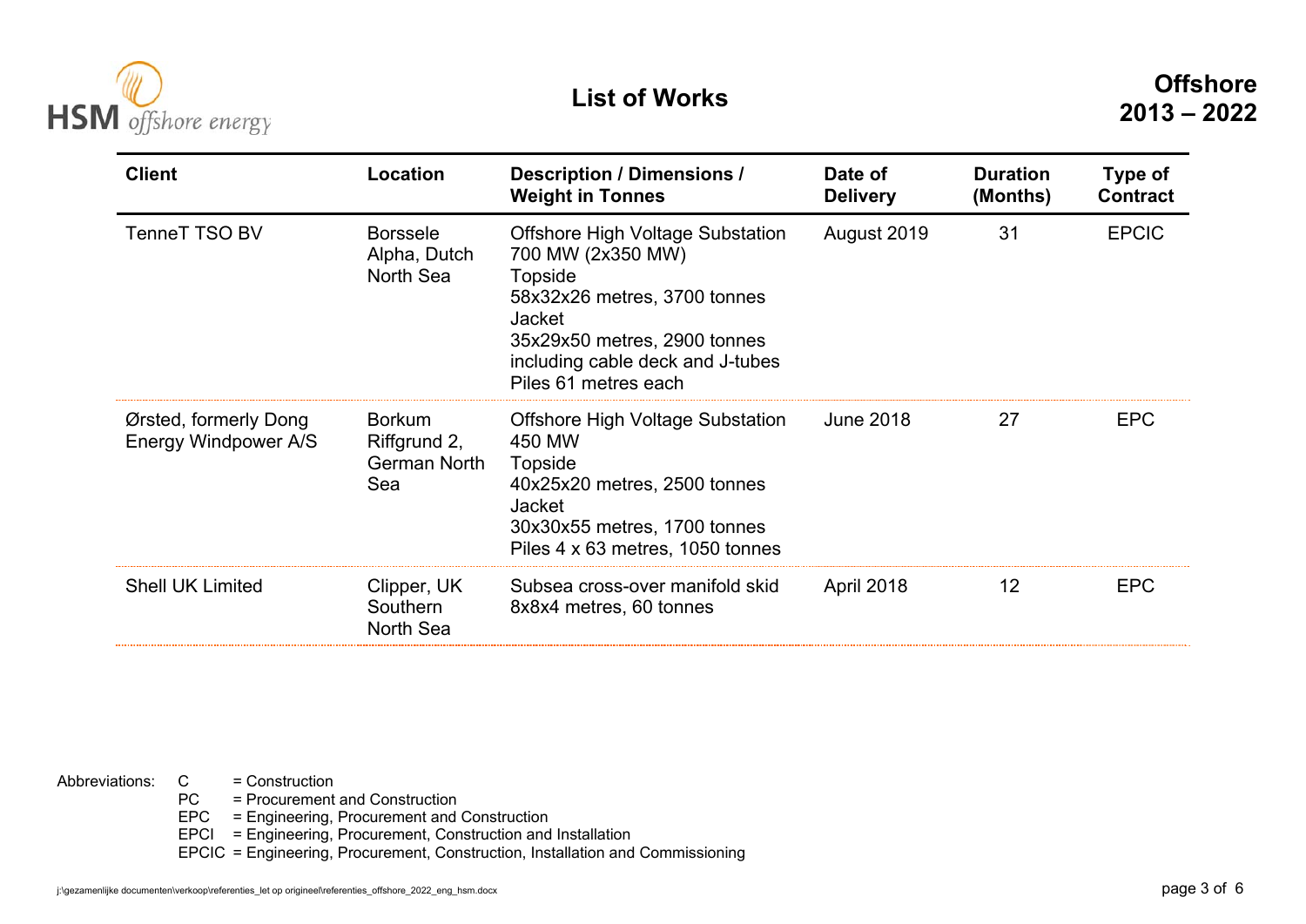# List of Works

**Offshore 2013 – 2022**

| Client | Location | Description / Dimensions / Weight in Tonnes | Date of Delivery | Duration (Months) | Type of Contract |
|---|---|---|---|---|---|
| TenneT TSO BV | Borssele Alpha, Dutch North Sea | Offshore High Voltage Substation 700 MW (2x350 MW)<br>Topside<br>58x32x26 metres, 3700 tonnes<br>Jacket<br>35x29x50 metres, 2900 tonnes including cable deck and J-tubes<br>Piles 61 metres each | August 2019 | 31 | EPCIC |
| Ørsted, formerly Dong Energy Windpower A/S | Borkum Riffgrund 2, German North Sea | Offshore High Voltage Substation 450 MW<br>Topside<br>40x25x20 metres, 2500 tonnes<br>Jacket<br>30x30x55 metres, 1700 tonnes<br>Piles 4 x 63 metres, 1050 tonnes | June 2018 | 27 | EPC |
| Shell UK Limited | Clipper, UK Southern North Sea | Subsea cross-over manifold skid<br>8x8x4 metres, 60 tonnes | April 2018 | 12 | EPC |

Abbreviations:
- C = Construction
- PC = Procurement and Construction
- EPC = Engineering, Procurement and Construction
- EPCI = Engineering, Procurement, Construction and Installation
- EPCIC = Engineering, Procurement, Construction, Installation and Commissioning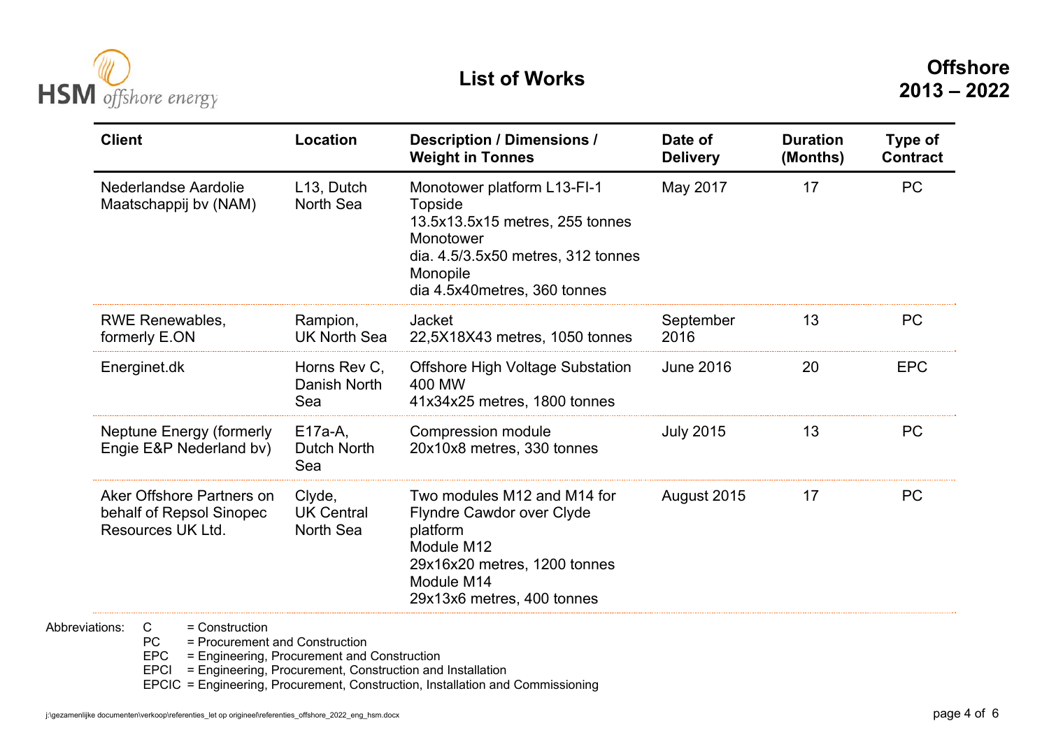HSM offshore energy

# List of Works

## Offshore 2013 – 2022

| Client | Location | Description / Dimensions / Weight in Tonnes | Date of Delivery | Duration (Months) | Type of Contract |
|---|---|---|---|---|---|
| Nederlandse Aardolie Maatschappij bv (NAM) | L13, Dutch North Sea | Monotower platform L13-FI-1<br>Topside<br>13.5x13.5x15 metres, 255 tonnes<br>Monotower<br>dia. 4.5/3.5x50 metres, 312 tonnes<br>Monopile<br>dia 4.5x40metres, 360 tonnes | May 2017 | 17 | PC |
| RWE Renewables, formerly E.ON | Rampion, UK North Sea | Jacket<br>22,5X18X43 metres, 1050 tonnes | September 2016 | 13 | PC |
| Energinet.dk | Horns Rev C, Danish North Sea | Offshore High Voltage Substation 400 MW<br>41x34x25 metres, 1800 tonnes | June 2016 | 20 | EPC |
| Neptune Energy (formerly Engie E&P Nederland bv) | E17a-A, Dutch North Sea | Compression module<br>20x10x8 metres, 330 tonnes | July 2015 | 13 | PC |
| Aker Offshore Partners on behalf of Repsol Sinopec Resources UK Ltd. | Clyde, UK Central North Sea | Two modules M12 and M14 for Flyndre Cawdor over Clyde platform<br>Module M12<br>29x16x20 metres, 1200 tonnes<br>Module M14<br>29x13x6 metres, 400 tonnes | August 2015 | 17 | PC |

Abbreviations:
- C = Construction
- PC = Procurement and Construction
- EPC = Engineering, Procurement and Construction
- EPCI = Engineering, Procurement, Construction and Installation
- EPCIC = Engineering, Procurement, Construction, Installation and Commissioning

j:\gezamenlijke documenten\verkoop\referenties_let op origineel\referenties_offshore_2022_eng_hsm.docx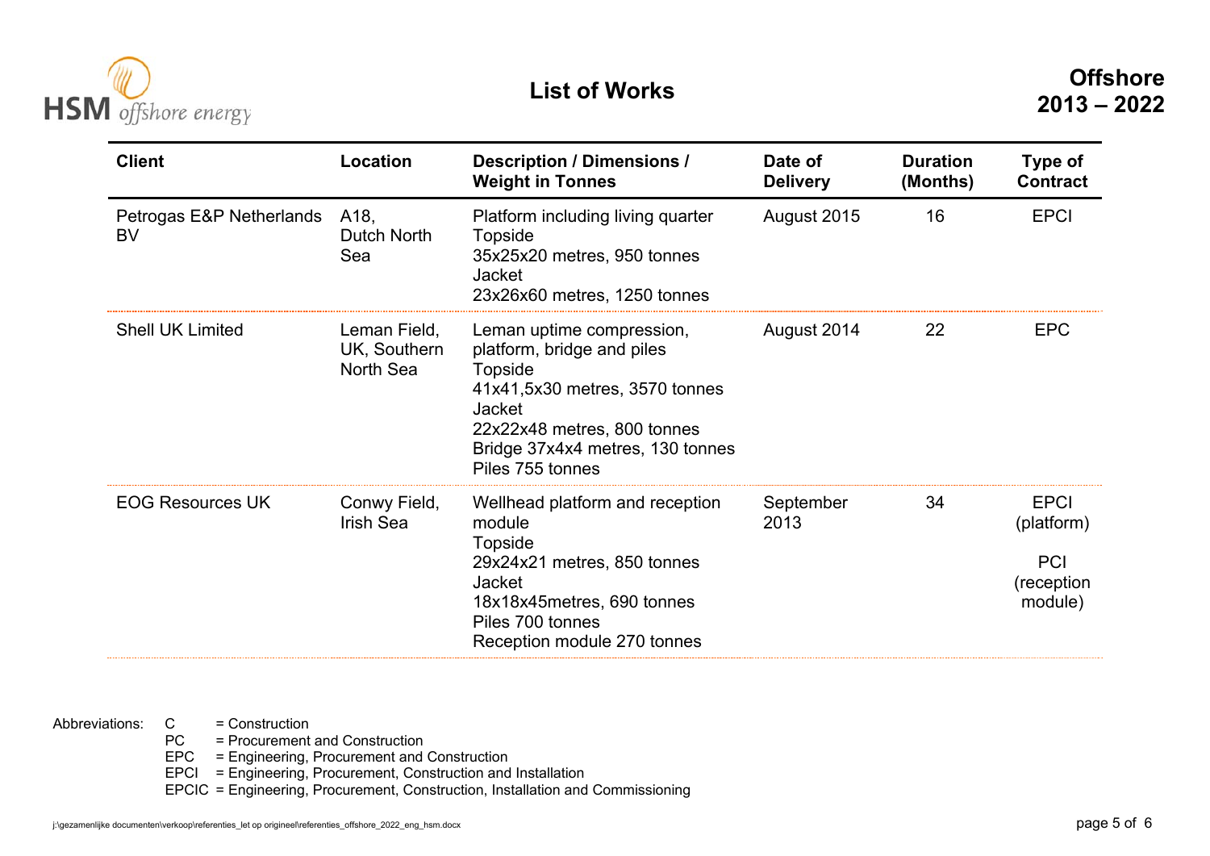# List of Works

**Offshore 2013 – 2022**

| Client | Location | Description / Dimensions / Weight in Tonnes | Date of Delivery | Duration (Months) | Type of Contract |
|---|---|---|---|---|---|
| Petrogas E&P Netherlands BV | A18, Dutch North Sea | Platform including living quarter<br>Topside<br>35x25x20 metres, 950 tonnes<br>Jacket<br>23x26x60 metres, 1250 tonnes | August 2015 | 16 | EPCI |
| Shell UK Limited | Leman Field, UK, Southern North Sea | Leman uptime compression, platform, bridge and piles<br>Topside<br>41x41,5x30 metres, 3570 tonnes<br>Jacket<br>22x22x48 metres, 800 tonnes<br>Bridge 37x4x4 metres, 130 tonnes<br>Piles 755 tonnes | August 2014 | 22 | EPC |
| EOG Resources UK | Conwy Field, Irish Sea | Wellhead platform and reception module<br>Topside<br>29x24x21 metres, 850 tonnes<br>Jacket<br>18x18x45metres, 690 tonnes<br>Piles 700 tonnes<br>Reception module 270 tonnes | September 2013 | 34 | EPCI (platform)<br><br>PCI (reception module) |

Abbreviations:
- C = Construction
- PC = Procurement and Construction
- EPC = Engineering, Procurement and Construction
- EPCI = Engineering, Procurement, Construction and Installation
- EPCIC = Engineering, Procurement, Construction, Installation and Commissioning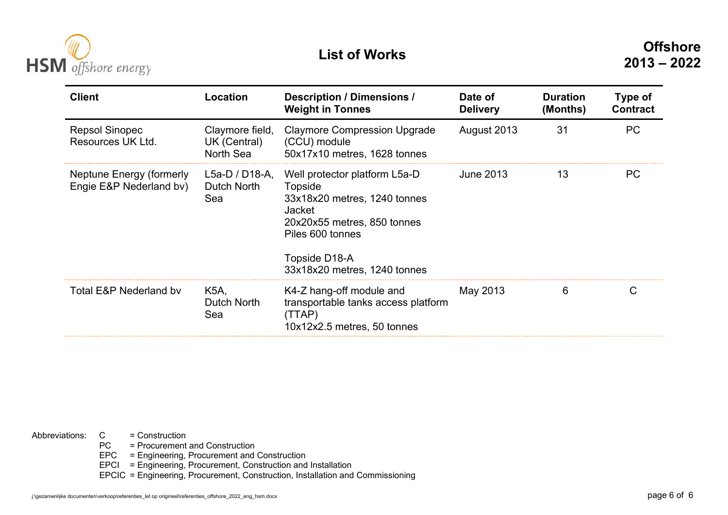| Client | Location | Description / Dimensions / Weight in Tonnes | Date of Delivery | Duration (Months) | Type of Contract |
|---|---|---|---|---|---|
| Repsol Sinopec Resources UK Ltd. | Claymore field, UK (Central) North Sea | Claymore Compression Upgrade (CCU) module<br>50x17x10 metres, 1628 tonnes | August 2013 | 31 | PC |
| Neptune Energy (formerly Engie E&P Nederland bv) | L5a-D / D18-A, Dutch North Sea | Well protector platform L5a-D<br>Topside<br>33x18x20 metres, 1240 tonnes<br>Jacket<br>20x20x55 metres, 850 tonnes<br>Piles 600 tonnes<br><br>Topside D18-A<br>33x18x20 metres, 1240 tonnes | June 2013 | 13 | PC |
| Total E&P Nederland bv | K5A, Dutch North Sea | K4-Z hang-off module and transportable tanks access platform (TTAP)<br>10x12x2.5 metres, 50 tonnes | May 2013 | 6 | C |

Abbreviations:
- C = Construction
- PC = Procurement and Construction
- EPC = Engineering, Procurement and Construction
- EPCI = Engineering, Procurement, Construction and Installation
- EPCIC = Engineering, Procurement, Construction, Installation and Commissioning